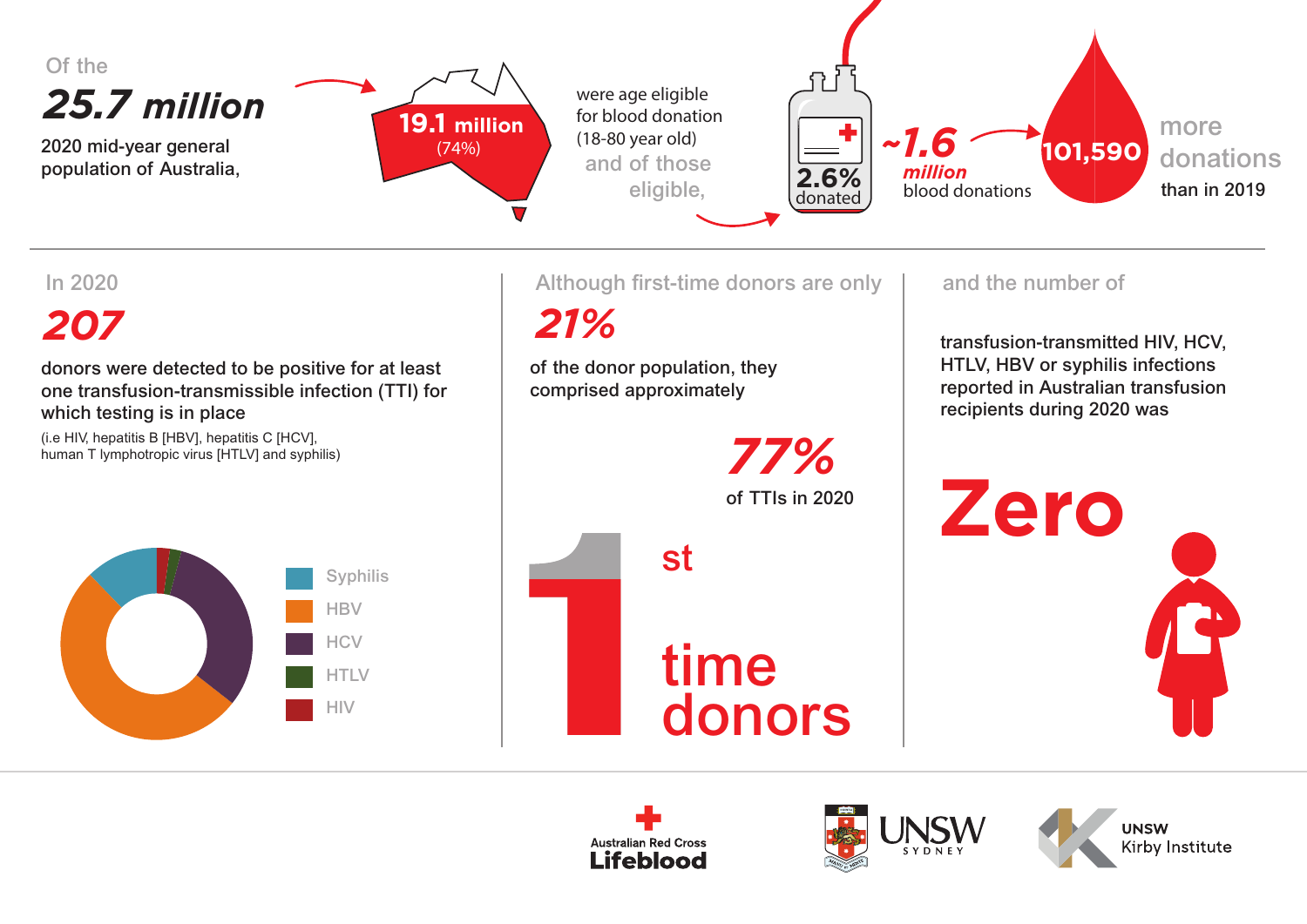Of the

**25.7 million**

2020 mid-year general population of Australia,

**19.1 million** (74%)

were age eligible for blood donation (18-80 year old)

and of those eligible,

**2.6%** donated

**~1.6 million** blood donations

**101,590** more donations than in 2019

---

In 2020

**207**

donors were detected to be positive for at least one transfusion-transmissible infection (TTI) for which testing is in place

(i.e HIV, hepatitis B [HBV], hepatitis C [HCV], human T lymphotropic virus [HTLV] and syphilis)

- Syphilis
- HBV
- HCV
- HTLV
- HIV

Although first-time donors are only

**21%**

of the donor population, they comprised approximately

**77%**

of TTIs in 2020

**1st time donors**

and the number of

transfusion-transmitted HIV, HCV, HTLV, HBV or syphilis infections reported in Australian transfusion recipients during 2020 was

**Zero**

Australian Red Cross Lifeblood

UNSW SYDNEY

UNSW Kirby Institute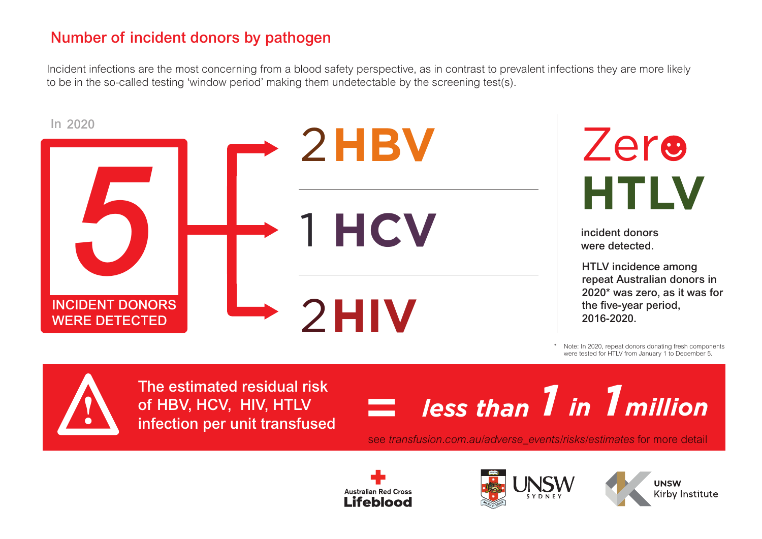## Number of incident donors by pathogen

Incident infections are the most concerning from a blood safety perspective, as in contrast to prevalent infections they are more likely to be in the so-called testing 'window period' making them undetectable by the screening test(s).

In 2020

**5**

**INCIDENT DONORS WERE DETECTED**

- **2 HBV**
- **1 HCV**
- **2 HIV**

**Zero HTLV**

**incident donors were detected.**

**HTLV incidence among repeat Australian donors in 2020* was zero, as it was for the five-year period, 2016-2020.**

\* Note: In 2020, repeat donors donating fresh components were tested for HTLV from January 1 to December 5.

**The estimated residual risk of HBV, HCV, HIV, HTLV infection per unit transfused = *less than 1 in 1 million***

see *transfusion.com.au/adverse_events/risks/estimates* for more detail

Australian Red Cross Lifeblood | UNSW Sydney | UNSW Kirby Institute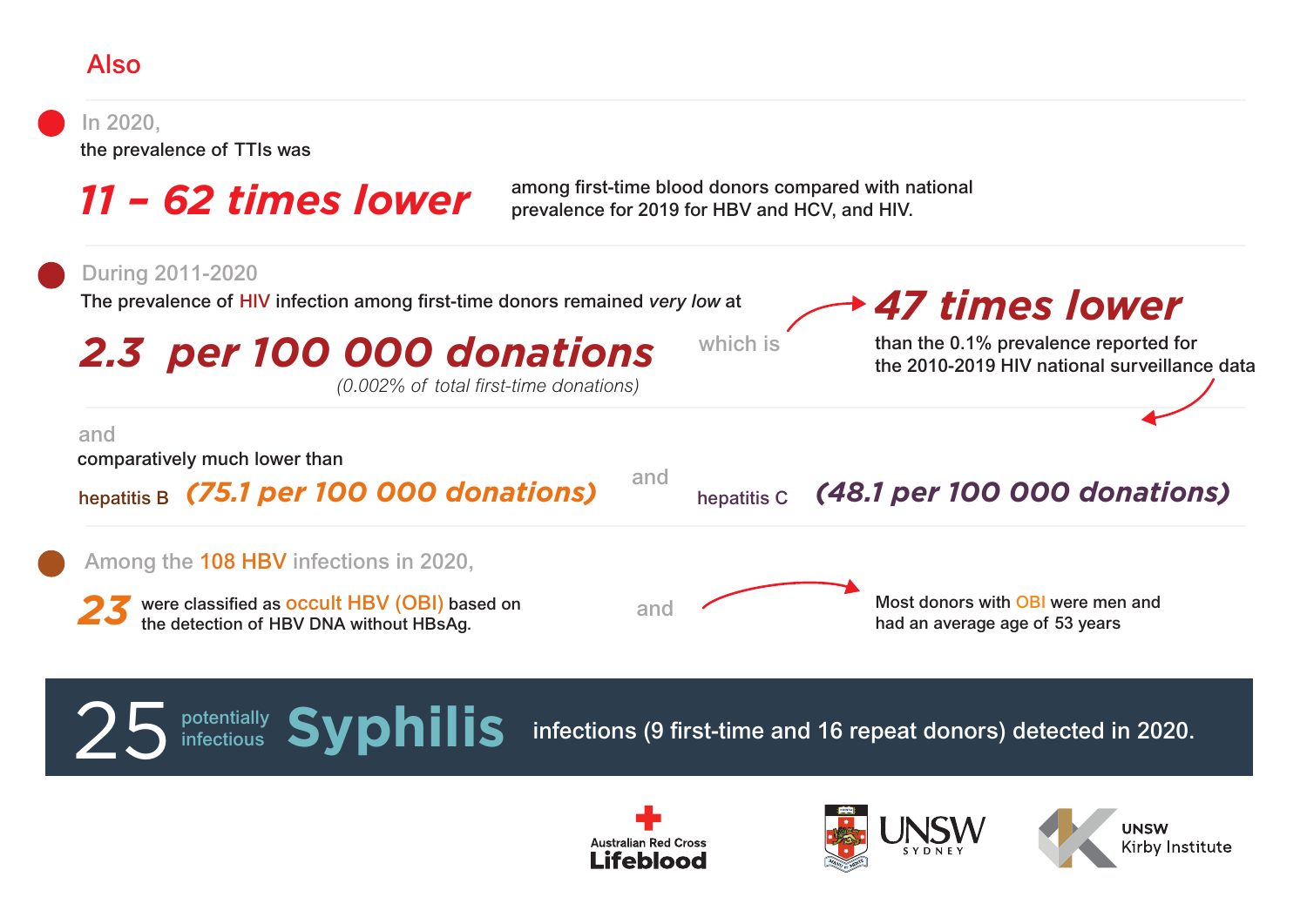## Also

In 2020,
the prevalence of TTIs was

***11 – 62 times lower*** among first-time blood donors compared with national prevalence for 2019 for HBV and HCV, and HIV.

During 2011-2020
The prevalence of HIV infection among first-time donors remained *very low* at

***2.3 per 100 000 donations***
*(0.002% of total first-time donations)*

which is

***47 times lower***
than the 0.1% prevalence reported for the 2010-2019 HIV national surveillance data

and
comparatively much lower than

hepatitis B ***(75.1 per 100 000 donations)*** and hepatitis C ***(48.1 per 100 000 donations)***

Among the 108 HBV infections in 2020,

***23*** were classified as occult HBV (OBI) based on the detection of HBV DNA without HBsAg.

and

Most donors with OBI were men and had an average age of 53 years

**25** potentially infectious **Syphilis** infections (9 first-time and 16 repeat donors) detected in 2020.

Australian Red Cross Lifeblood | UNSW Sydney | UNSW Kirby Institute